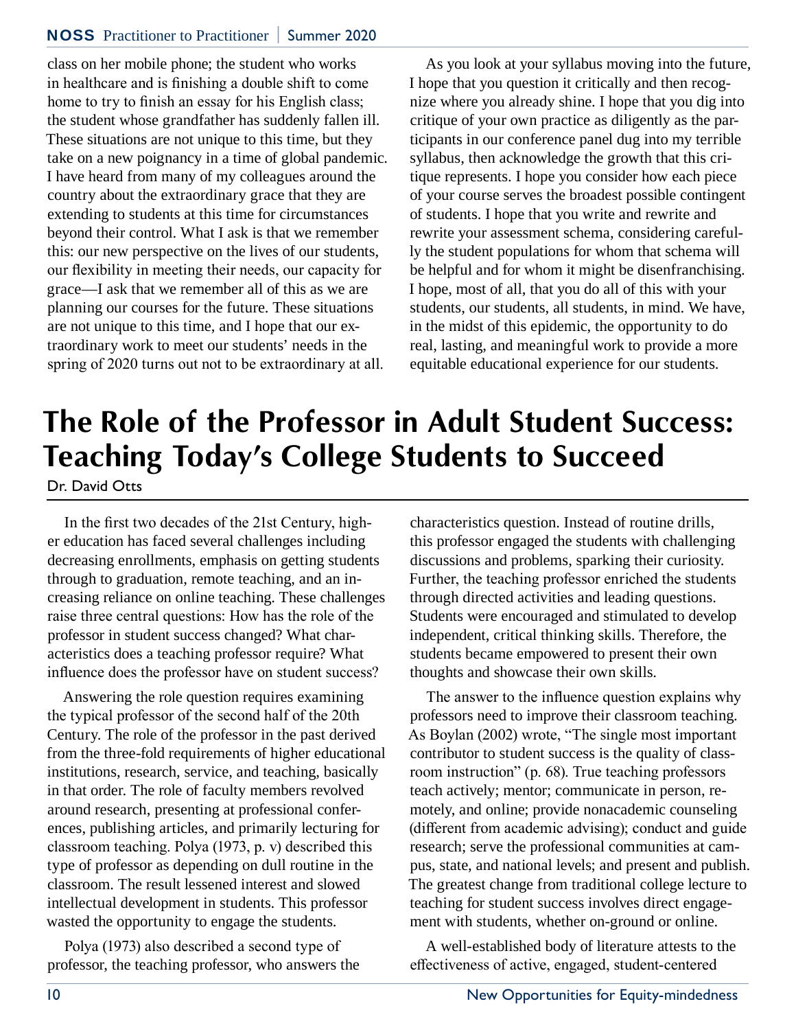class on her mobile phone; the student who works in healthcare and is finishing a double shift to come home to try to finish an essay for his English class; the student whose grandfather has suddenly fallen ill. These situations are not unique to this time, but they take on a new poignancy in a time of global pandemic. I have heard from many of my colleagues around the country about the extraordinary grace that they are extending to students at this time for circumstances beyond their control. What I ask is that we remember this: our new perspective on the lives of our students, our flexibility in meeting their needs, our capacity for grace—I ask that we remember all of this as we are planning our courses for the future. These situations are not unique to this time, and I hope that our extraordinary work to meet our students' needs in the spring of 2020 turns out not to be extraordinary at all.

As you look at your syllabus moving into the future, I hope that you question it critically and then recognize where you already shine. I hope that you dig into critique of your own practice as diligently as the participants in our conference panel dug into my terrible syllabus, then acknowledge the growth that this critique represents. I hope you consider how each piece of your course serves the broadest possible contingent of students. I hope that you write and rewrite and rewrite your assessment schema, considering carefully the student populations for whom that schema will be helpful and for whom it might be disenfranchising. I hope, most of all, that you do all of this with your students, our students, all students, in mind. We have, in the midst of this epidemic, the opportunity to do real, lasting, and meaningful work to provide a more equitable educational experience for our students.

# The Role of the Professor in Adult Student Success: Teaching Today's College Students to Succeed

Dr. David Otts

In the first two decades of the 21st Century, higher education has faced several challenges including decreasing enrollments, emphasis on getting students through to graduation, remote teaching, and an increasing reliance on online teaching. These challenges raise three central questions: How has the role of the professor in student success changed? What characteristics does a teaching professor require? What influence does the professor have on student success?

Answering the role question requires examining the typical professor of the second half of the 20th Century. The role of the professor in the past derived from the three-fold requirements of higher educational institutions, research, service, and teaching, basically in that order. The role of faculty members revolved around research, presenting at professional conferences, publishing articles, and primarily lecturing for classroom teaching. Polya (1973, p. v) described this type of professor as depending on dull routine in the classroom. The result lessened interest and slowed intellectual development in students. This professor wasted the opportunity to engage the students.

Polya (1973) also described a second type of professor, the teaching professor, who answers the characteristics question. Instead of routine drills, this professor engaged the students with challenging discussions and problems, sparking their curiosity. Further, the teaching professor enriched the students through directed activities and leading questions. Students were encouraged and stimulated to develop independent, critical thinking skills. Therefore, the students became empowered to present their own thoughts and showcase their own skills.

The answer to the influence question explains why professors need to improve their classroom teaching. As Boylan (2002) wrote, "The single most important contributor to student success is the quality of classroom instruction" (p. 68). True teaching professors teach actively; mentor; communicate in person, remotely, and online; provide nonacademic counseling (different from academic advising); conduct and guide research; serve the professional communities at campus, state, and national levels; and present and publish. The greatest change from traditional college lecture to teaching for student success involves direct engagement with students, whether on-ground or online.

A well-established body of literature attests to the effectiveness of active, engaged, student-centered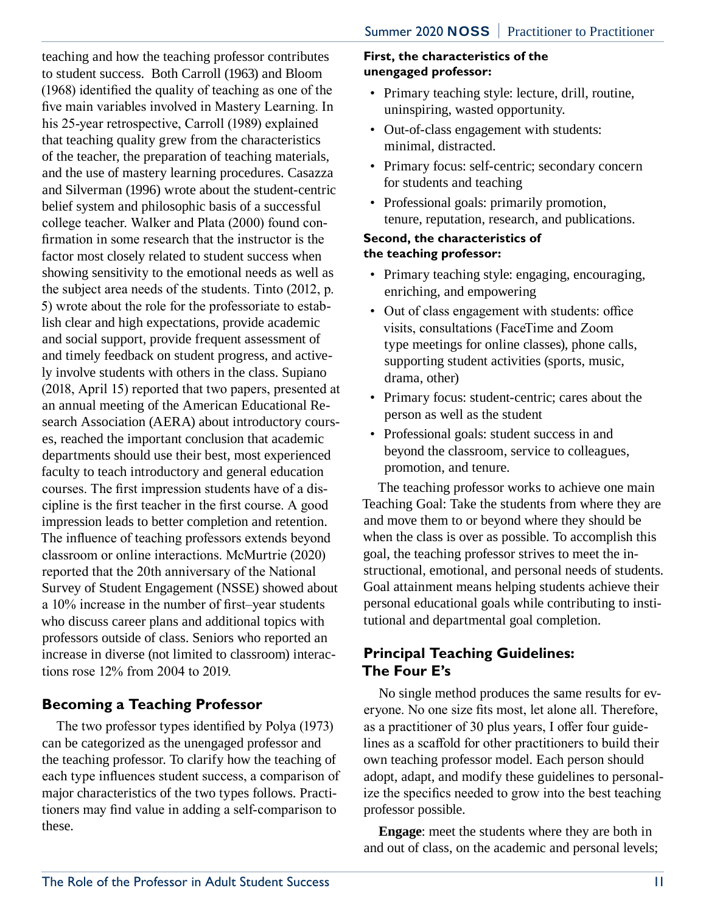teaching and how the teaching professor contributes to student success. Both Carroll (1963) and Bloom (1968) identified the quality of teaching as one of the five main variables involved in Mastery Learning. In his 25-year retrospective, Carroll (1989) explained that teaching quality grew from the characteristics of the teacher, the preparation of teaching materials, and the use of mastery learning procedures. Casazza and Silverman (1996) wrote about the student-centric belief system and philosophic basis of a successful college teacher. Walker and Plata (2000) found confirmation in some research that the instructor is the factor most closely related to student success when showing sensitivity to the emotional needs as well as the subject area needs of the students. Tinto (2012, p. 5) wrote about the role for the professoriate to establish clear and high expectations, provide academic and social support, provide frequent assessment of and timely feedback on student progress, and actively involve students with others in the class. Supiano (2018, April 15) reported that two papers, presented at an annual meeting of the American Educational Research Association (AERA) about introductory courses, reached the important conclusion that academic departments should use their best, most experienced faculty to teach introductory and general education courses. The first impression students have of a discipline is the first teacher in the first course. A good impression leads to better completion and retention. The influence of teaching professors extends beyond classroom or online interactions. McMurtrie (2020) reported that the 20th anniversary of the National Survey of Student Engagement (NSSE) showed about a 10% increase in the number of first–year students who discuss career plans and additional topics with professors outside of class. Seniors who reported an increase in diverse (not limited to classroom) interactions rose 12% from 2004 to 2019.

## Becoming a Teaching Professor

The two professor types identified by Polya (1973) can be categorized as the unengaged professor and the teaching professor. To clarify how the teaching of each type influences student success, a comparison of major characteristics of the two types follows. Practitioners may find value in adding a self-comparison to these.

**First, the characteristics of the unengaged professor:**

- Primary teaching style: lecture, drill, routine, uninspiring, wasted opportunity.
- Out-of-class engagement with students: minimal, distracted.
- Primary focus: self-centric; secondary concern for students and teaching
- Professional goals: primarily promotion, tenure, reputation, research, and publications.

**Second, the characteristics of the teaching professor:**

- Primary teaching style: engaging, encouraging, enriching, and empowering
- Out of class engagement with students: office visits, consultations (FaceTime and Zoom type meetings for online classes), phone calls, supporting student activities (sports, music, drama, other)
- Primary focus: student-centric; cares about the person as well as the student
- Professional goals: student success in and beyond the classroom, service to colleagues, promotion, and tenure.

The teaching professor works to achieve one main Teaching Goal: Take the students from where they are and move them to or beyond where they should be when the class is over as possible. To accomplish this goal, the teaching professor strives to meet the instructional, emotional, and personal needs of students. Goal attainment means helping students achieve their personal educational goals while contributing to institutional and departmental goal completion.

## Principal Teaching Guidelines: The Four E's

No single method produces the same results for everyone. No one size fits most, let alone all. Therefore, as a practitioner of 30 plus years, I offer four guidelines as a scaffold for other practitioners to build their own teaching professor model. Each person should adopt, adapt, and modify these guidelines to personalize the specifics needed to grow into the best teaching professor possible.

**Engage**: meet the students where they are both in and out of class, on the academic and personal levels;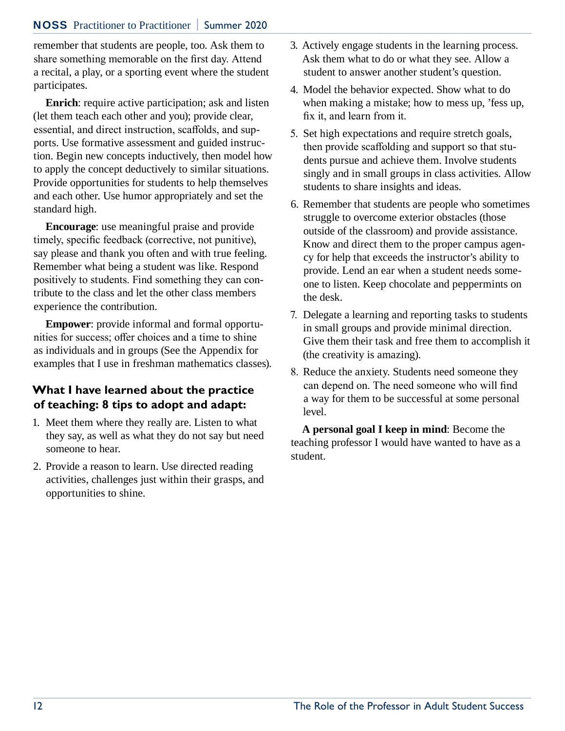remember that students are people, too. Ask them to share something memorable on the first day. Attend a recital, a play, or a sporting event where the student participates.

**Enrich**: require active participation; ask and listen (let them teach each other and you); provide clear, essential, and direct instruction, scaffolds, and supports. Use formative assessment and guided instruction. Begin new concepts inductively, then model how to apply the concept deductively to similar situations. Provide opportunities for students to help themselves and each other. Use humor appropriately and set the standard high.

**Encourage**: use meaningful praise and provide timely, specific feedback (corrective, not punitive), say please and thank you often and with true feeling. Remember what being a student was like. Respond positively to students. Find something they can contribute to the class and let the other class members experience the contribution.

**Empower**: provide informal and formal opportunities for success; offer choices and a time to shine as individuals and in groups (See the Appendix for examples that I use in freshman mathematics classes).

## What I have learned about the practice of teaching: 8 tips to adopt and adapt:

1. Meet them where they really are. Listen to what they say, as well as what they do not say but need someone to hear.
2. Provide a reason to learn. Use directed reading activities, challenges just within their grasps, and opportunities to shine.
3. Actively engage students in the learning process. Ask them what to do or what they see. Allow a student to answer another student's question.
4. Model the behavior expected. Show what to do when making a mistake; how to mess up, 'fess up, fix it, and learn from it.
5. Set high expectations and require stretch goals, then provide scaffolding and support so that students pursue and achieve them. Involve students singly and in small groups in class activities. Allow students to share insights and ideas.
6. Remember that students are people who sometimes struggle to overcome exterior obstacles (those outside of the classroom) and provide assistance. Know and direct them to the proper campus agency for help that exceeds the instructor's ability to provide. Lend an ear when a student needs someone to listen. Keep chocolate and peppermints on the desk.
7. Delegate a learning and reporting tasks to students in small groups and provide minimal direction. Give them their task and free them to accomplish it (the creativity is amazing).
8. Reduce the anxiety. Students need someone they can depend on. The need someone who will find a way for them to be successful at some personal level.

**A personal goal I keep in mind**: Become the teaching professor I would have wanted to have as a student.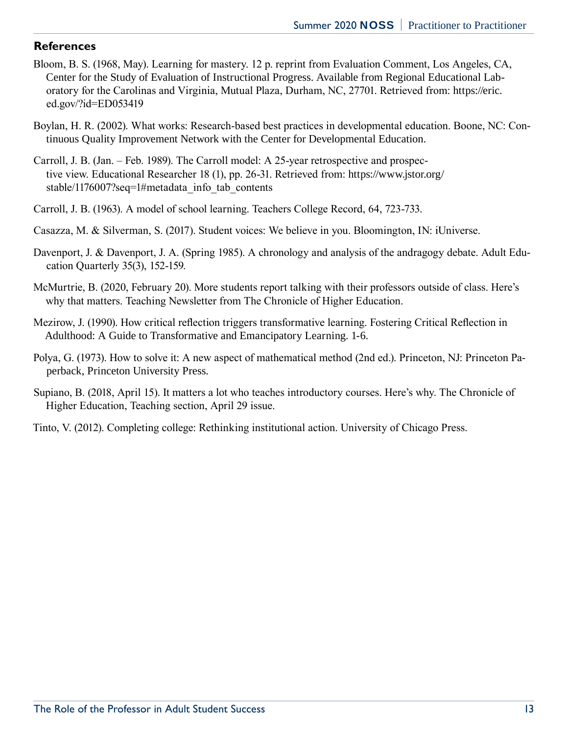## References

Bloom, B. S. (1968, May). Learning for mastery. 12 p. reprint from Evaluation Comment, Los Angeles, CA, Center for the Study of Evaluation of Instructional Progress. Available from Regional Educational Laboratory for the Carolinas and Virginia, Mutual Plaza, Durham, NC, 27701. Retrieved from: https://eric.ed.gov/?id=ED053419

Boylan, H. R. (2002). What works: Research-based best practices in developmental education. Boone, NC: Continuous Quality Improvement Network with the Center for Developmental Education.

Carroll, J. B. (Jan. – Feb. 1989). The Carroll model: A 25-year retrospective and prospective view. Educational Researcher 18 (1), pp. 26-31. Retrieved from: https://www.jstor.org/stable/1176007?seq=1#metadata_info_tab_contents

Carroll, J. B. (1963). A model of school learning. Teachers College Record, 64, 723-733.

Casazza, M. & Silverman, S. (2017). Student voices: We believe in you. Bloomington, IN: iUniverse.

Davenport, J. & Davenport, J. A. (Spring 1985). A chronology and analysis of the andragogy debate. Adult Education Quarterly 35(3), 152-159.

McMurtrie, B. (2020, February 20). More students report talking with their professors outside of class. Here's why that matters. Teaching Newsletter from The Chronicle of Higher Education.

Mezirow, J. (1990). How critical reflection triggers transformative learning. Fostering Critical Reflection in Adulthood: A Guide to Transformative and Emancipatory Learning. 1-6.

Polya, G. (1973). How to solve it: A new aspect of mathematical method (2nd ed.). Princeton, NJ: Princeton Paperback, Princeton University Press.

Supiano, B. (2018, April 15). It matters a lot who teaches introductory courses. Here's why. The Chronicle of Higher Education, Teaching section, April 29 issue.

Tinto, V. (2012). Completing college: Rethinking institutional action. University of Chicago Press.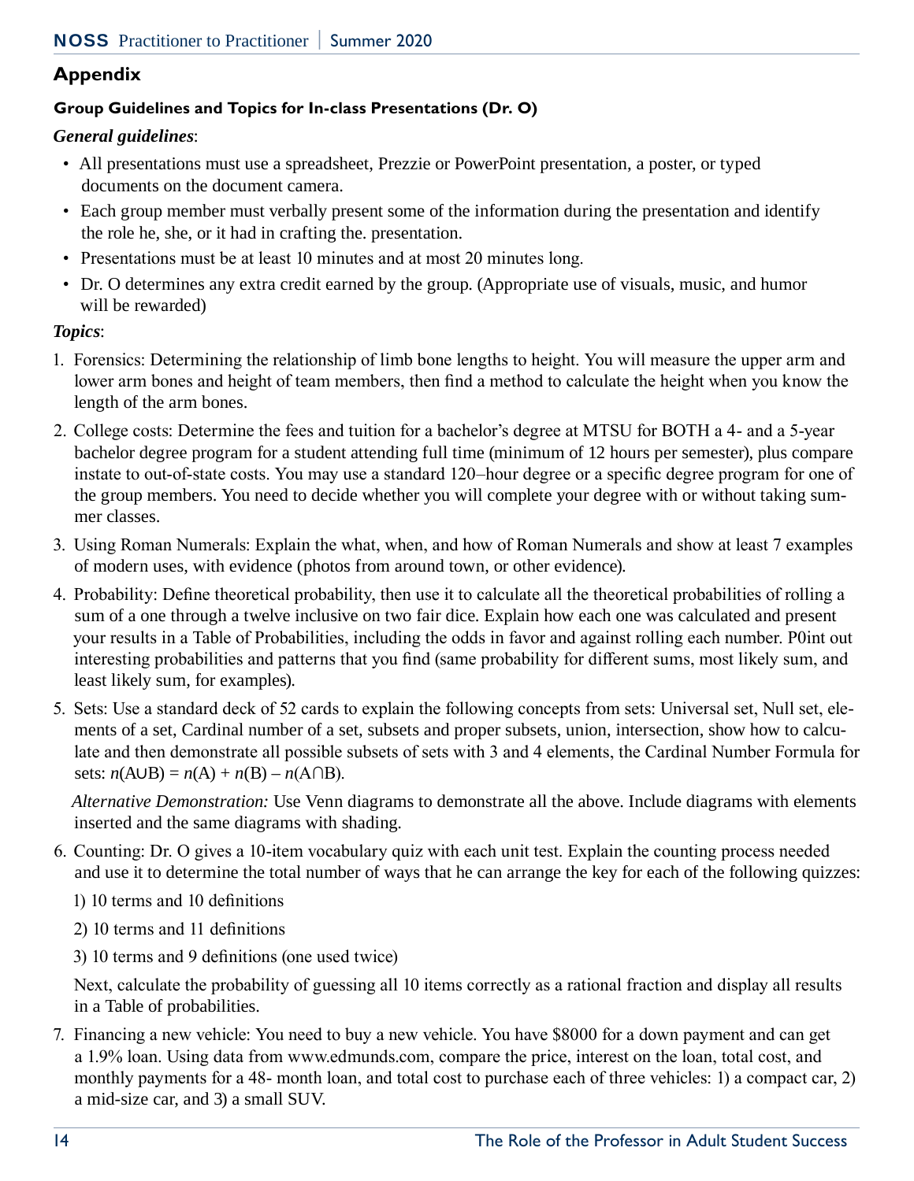## Appendix

### Group Guidelines and Topics for In-class Presentations (Dr. O)

***General guidelines***:

- All presentations must use a spreadsheet, Prezzie or PowerPoint presentation, a poster, or typed documents on the document camera.
- Each group member must verbally present some of the information during the presentation and identify the role he, she, or it had in crafting the. presentation.
- Presentations must be at least 10 minutes and at most 20 minutes long.
- Dr. O determines any extra credit earned by the group. (Appropriate use of visuals, music, and humor will be rewarded)

***Topics***:

1. Forensics: Determining the relationship of limb bone lengths to height. You will measure the upper arm and lower arm bones and height of team members, then find a method to calculate the height when you know the length of the arm bones.
2. College costs: Determine the fees and tuition for a bachelor's degree at MTSU for BOTH a 4- and a 5-year bachelor degree program for a student attending full time (minimum of 12 hours per semester), plus compare instate to out-of-state costs. You may use a standard 120–hour degree or a specific degree program for one of the group members. You need to decide whether you will complete your degree with or without taking summer classes.
3. Using Roman Numerals: Explain the what, when, and how of Roman Numerals and show at least 7 examples of modern uses, with evidence (photos from around town, or other evidence).
4. Probability: Define theoretical probability, then use it to calculate all the theoretical probabilities of rolling a sum of a one through a twelve inclusive on two fair dice. Explain how each one was calculated and present your results in a Table of Probabilities, including the odds in favor and against rolling each number. P0int out interesting probabilities and patterns that you find (same probability for different sums, most likely sum, and least likely sum, for examples).
5. Sets: Use a standard deck of 52 cards to explain the following concepts from sets: Universal set, Null set, elements of a set, Cardinal number of a set, subsets and proper subsets, union, intersection, show how to calculate and then demonstrate all possible subsets of sets with 3 and 4 elements, the Cardinal Number Formula for sets: $n(A \cup B) = n(A) + n(B) - n(A \cap B)$.

   *Alternative Demonstration:* Use Venn diagrams to demonstrate all the above. Include diagrams with elements inserted and the same diagrams with shading.

6. Counting: Dr. O gives a 10-item vocabulary quiz with each unit test. Explain the counting process needed and use it to determine the total number of ways that he can arrange the key for each of the following quizzes:

   1) 10 terms and 10 definitions

   2) 10 terms and 11 definitions

   3) 10 terms and 9 definitions (one used twice)

   Next, calculate the probability of guessing all 10 items correctly as a rational fraction and display all results in a Table of probabilities.

7. Financing a new vehicle: You need to buy a new vehicle. You have $8000 for a down payment and can get a 1.9% loan. Using data from www.edmunds.com, compare the price, interest on the loan, total cost, and monthly payments for a 48- month loan, and total cost to purchase each of three vehicles: 1) a compact car, 2) a mid-size car, and 3) a small SUV.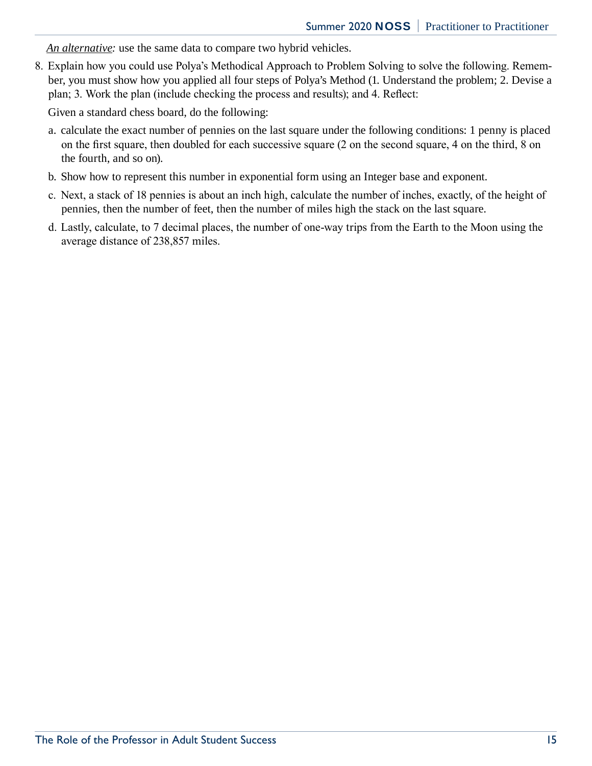*An alternative:* use the same data to compare two hybrid vehicles.

8. Explain how you could use Polya's Methodical Approach to Problem Solving to solve the following. Remember, you must show how you applied all four steps of Polya's Method (1. Understand the problem; 2. Devise a plan; 3. Work the plan (include checking the process and results); and 4. Reflect:

   Given a standard chess board, do the following:

   a. calculate the exact number of pennies on the last square under the following conditions: 1 penny is placed on the first square, then doubled for each successive square (2 on the second square, 4 on the third, 8 on the fourth, and so on).

   b. Show how to represent this number in exponential form using an Integer base and exponent.

   c. Next, a stack of 18 pennies is about an inch high, calculate the number of inches, exactly, of the height of pennies, then the number of feet, then the number of miles high the stack on the last square.

   d. Lastly, calculate, to 7 decimal places, the number of one-way trips from the Earth to the Moon using the average distance of 238,857 miles.